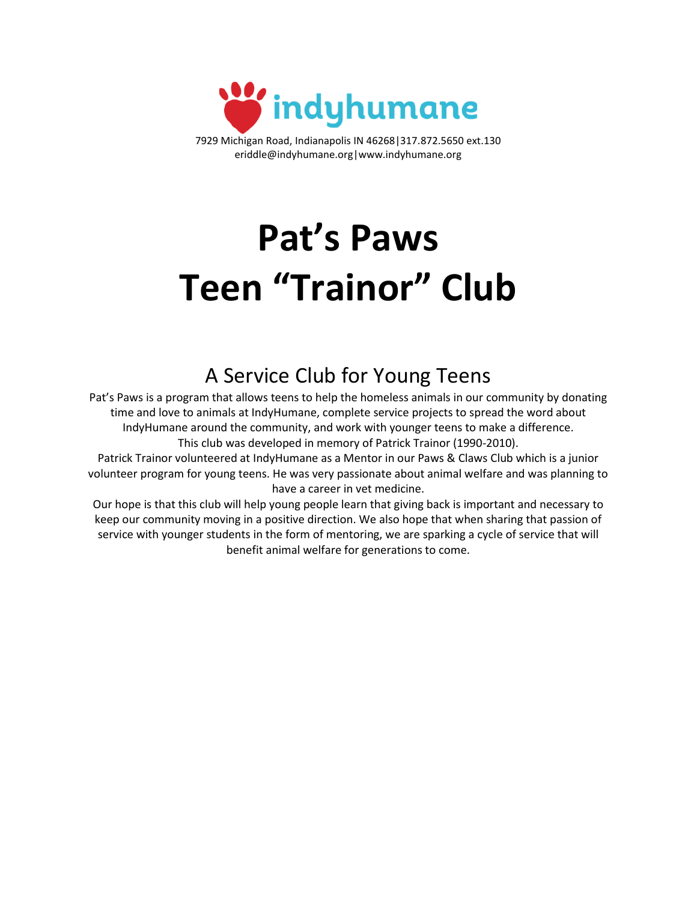indyhumane

7929 Michigan Road, Indianapolis IN 46268|317.872.5650 ext.130
eriddle@indyhumane.org|www.indyhumane.org

# Pat's Paws
# Teen "Trainor" Club

## A Service Club for Young Teens

Pat's Paws is a program that allows teens to help the homeless animals in our community by donating time and love to animals at IndyHumane, complete service projects to spread the word about IndyHumane around the community, and work with younger teens to make a difference.
This club was developed in memory of Patrick Trainor (1990-2010).
Patrick Trainor volunteered at IndyHumane as a Mentor in our Paws & Claws Club which is a junior volunteer program for young teens. He was very passionate about animal welfare and was planning to have a career in vet medicine.
Our hope is that this club will help young people learn that giving back is important and necessary to keep our community moving in a positive direction. We also hope that when sharing that passion of service with younger students in the form of mentoring, we are sparking a cycle of service that will benefit animal welfare for generations to come.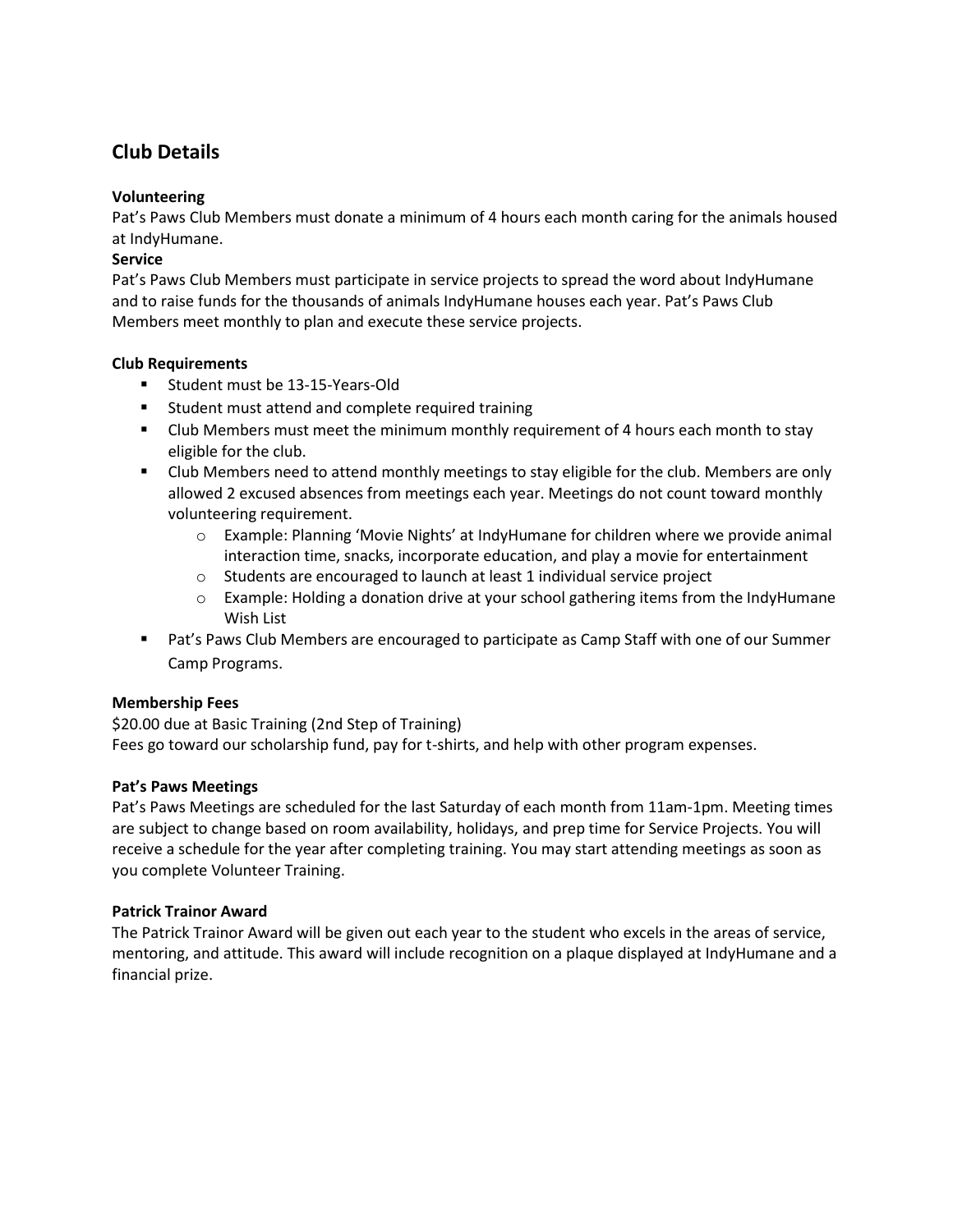## Club Details

**Volunteering**
Pat's Paws Club Members must donate a minimum of 4 hours each month caring for the animals housed at IndyHumane.
**Service**
Pat's Paws Club Members must participate in service projects to spread the word about IndyHumane and to raise funds for the thousands of animals IndyHumane houses each year. Pat's Paws Club Members meet monthly to plan and execute these service projects.

**Club Requirements**

- Student must be 13-15-Years-Old
- Student must attend and complete required training
- Club Members must meet the minimum monthly requirement of 4 hours each month to stay eligible for the club.
- Club Members need to attend monthly meetings to stay eligible for the club. Members are only allowed 2 excused absences from meetings each year. Meetings do not count toward monthly volunteering requirement.
  - Example: Planning 'Movie Nights' at IndyHumane for children where we provide animal interaction time, snacks, incorporate education, and play a movie for entertainment
  - Students are encouraged to launch at least 1 individual service project
  - Example: Holding a donation drive at your school gathering items from the IndyHumane Wish List
- Pat's Paws Club Members are encouraged to participate as Camp Staff with one of our Summer Camp Programs.

**Membership Fees**
$20.00 due at Basic Training (2nd Step of Training)
Fees go toward our scholarship fund, pay for t-shirts, and help with other program expenses.

**Pat's Paws Meetings**
Pat's Paws Meetings are scheduled for the last Saturday of each month from 11am-1pm. Meeting times are subject to change based on room availability, holidays, and prep time for Service Projects. You will receive a schedule for the year after completing training. You may start attending meetings as soon as you complete Volunteer Training.

**Patrick Trainor Award**
The Patrick Trainor Award will be given out each year to the student who excels in the areas of service, mentoring, and attitude. This award will include recognition on a plaque displayed at IndyHumane and a financial prize.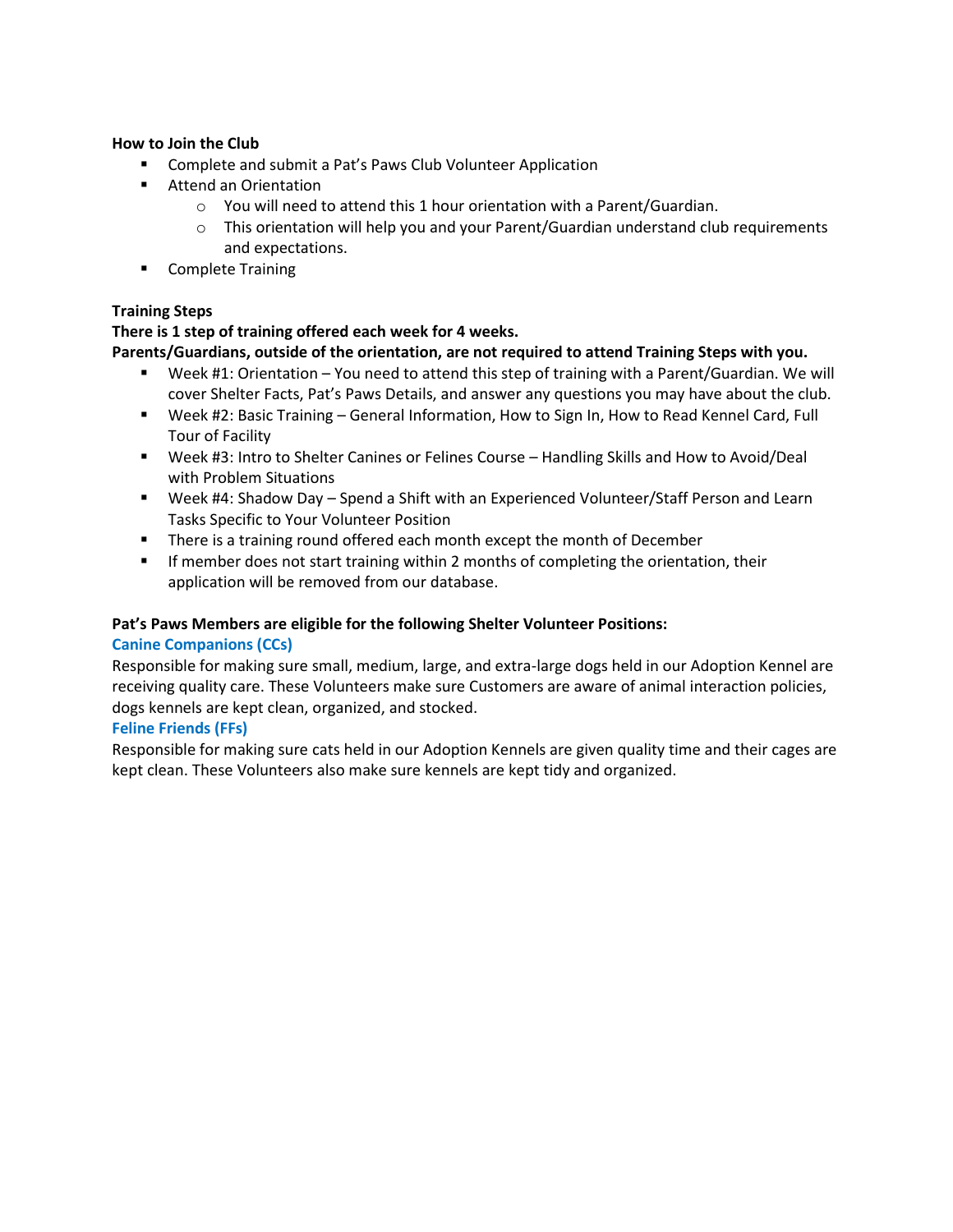**How to Join the Club**

- Complete and submit a Pat's Paws Club Volunteer Application
- Attend an Orientation
  - You will need to attend this 1 hour orientation with a Parent/Guardian.
  - This orientation will help you and your Parent/Guardian understand club requirements and expectations.
- Complete Training

**Training Steps**

**There is 1 step of training offered each week for 4 weeks.**

**Parents/Guardians, outside of the orientation, are not required to attend Training Steps with you.**

- Week #1: Orientation – You need to attend this step of training with a Parent/Guardian. We will cover Shelter Facts, Pat's Paws Details, and answer any questions you may have about the club.
- Week #2: Basic Training – General Information, How to Sign In, How to Read Kennel Card, Full Tour of Facility
- Week #3: Intro to Shelter Canines or Felines Course – Handling Skills and How to Avoid/Deal with Problem Situations
- Week #4: Shadow Day – Spend a Shift with an Experienced Volunteer/Staff Person and Learn Tasks Specific to Your Volunteer Position
- There is a training round offered each month except the month of December
- If member does not start training within 2 months of completing the orientation, their application will be removed from our database.

**Pat's Paws Members are eligible for the following Shelter Volunteer Positions:**

**Canine Companions (CCs)**

Responsible for making sure small, medium, large, and extra-large dogs held in our Adoption Kennel are receiving quality care. These Volunteers make sure Customers are aware of animal interaction policies, dogs kennels are kept clean, organized, and stocked.

**Feline Friends (FFs)**

Responsible for making sure cats held in our Adoption Kennels are given quality time and their cages are kept clean. These Volunteers also make sure kennels are kept tidy and organized.